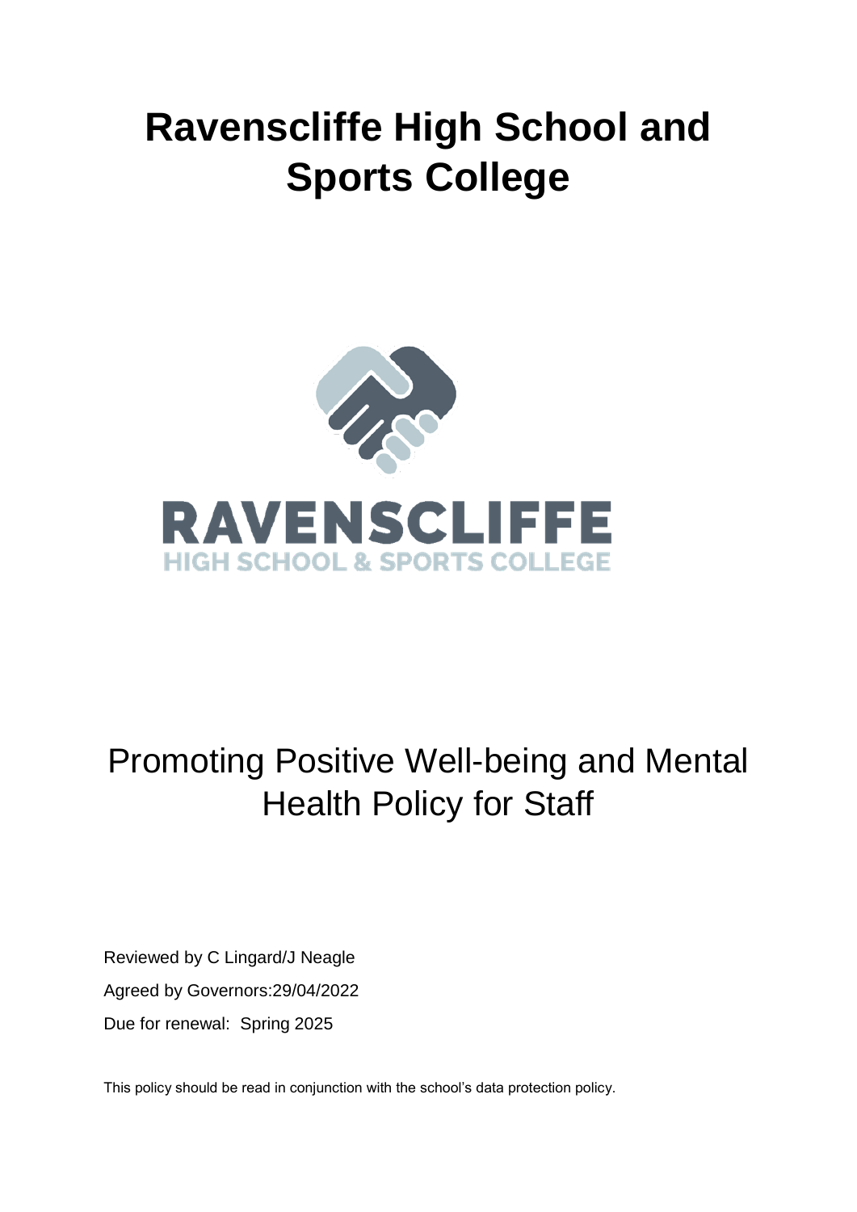# Ravenscliffe High School and Sports College

RAVENSCLIFFE
HIGH SCHOOL & SPORTS COLLEGE

## Promoting Positive Well-being and Mental Health Policy for Staff

Reviewed by C Lingard/J Neagle

Agreed by Governors:29/04/2022

Due for renewal: Spring 2025

This policy should be read in conjunction with the school's data protection policy.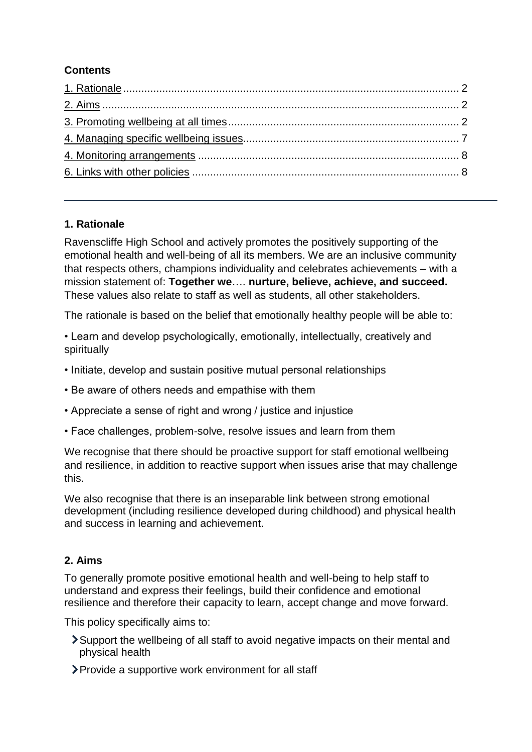**Contents**

[1. Rationale](#1-rationale) ........................................................................................................ 2

[2. Aims](#2-aims) ........................................................................................................ 2

[3. Promoting wellbeing at all times](#) ........................................................................... 2

[4. Managing specific wellbeing issues](#) ...................................................................... 7

[4. Monitoring arrangements](#) ..................................................................................... 8

[6. Links with other policies](#) ....................................................................................... 8

---

## 1. Rationale

Ravenscliffe High School and actively promotes the positively supporting of the emotional health and well-being of all its members. We are an inclusive community that respects others, champions individuality and celebrates achievements – with a mission statement of: **Together we**…. **nurture, believe, achieve, and succeed.** These values also relate to staff as well as students, all other stakeholders.

The rationale is based on the belief that emotionally healthy people will be able to:

• Learn and develop psychologically, emotionally, intellectually, creatively and spiritually

• Initiate, develop and sustain positive mutual personal relationships

• Be aware of others needs and empathise with them

• Appreciate a sense of right and wrong / justice and injustice

• Face challenges, problem-solve, resolve issues and learn from them

We recognise that there should be proactive support for staff emotional wellbeing and resilience, in addition to reactive support when issues arise that may challenge this.

We also recognise that there is an inseparable link between strong emotional development (including resilience developed during childhood) and physical health and success in learning and achievement.

## 2. Aims

To generally promote positive emotional health and well-being to help staff to understand and express their feelings, build their confidence and emotional resilience and therefore their capacity to learn, accept change and move forward.

This policy specifically aims to:

- Support the wellbeing of all staff to avoid negative impacts on their mental and physical health
- Provide a supportive work environment for all staff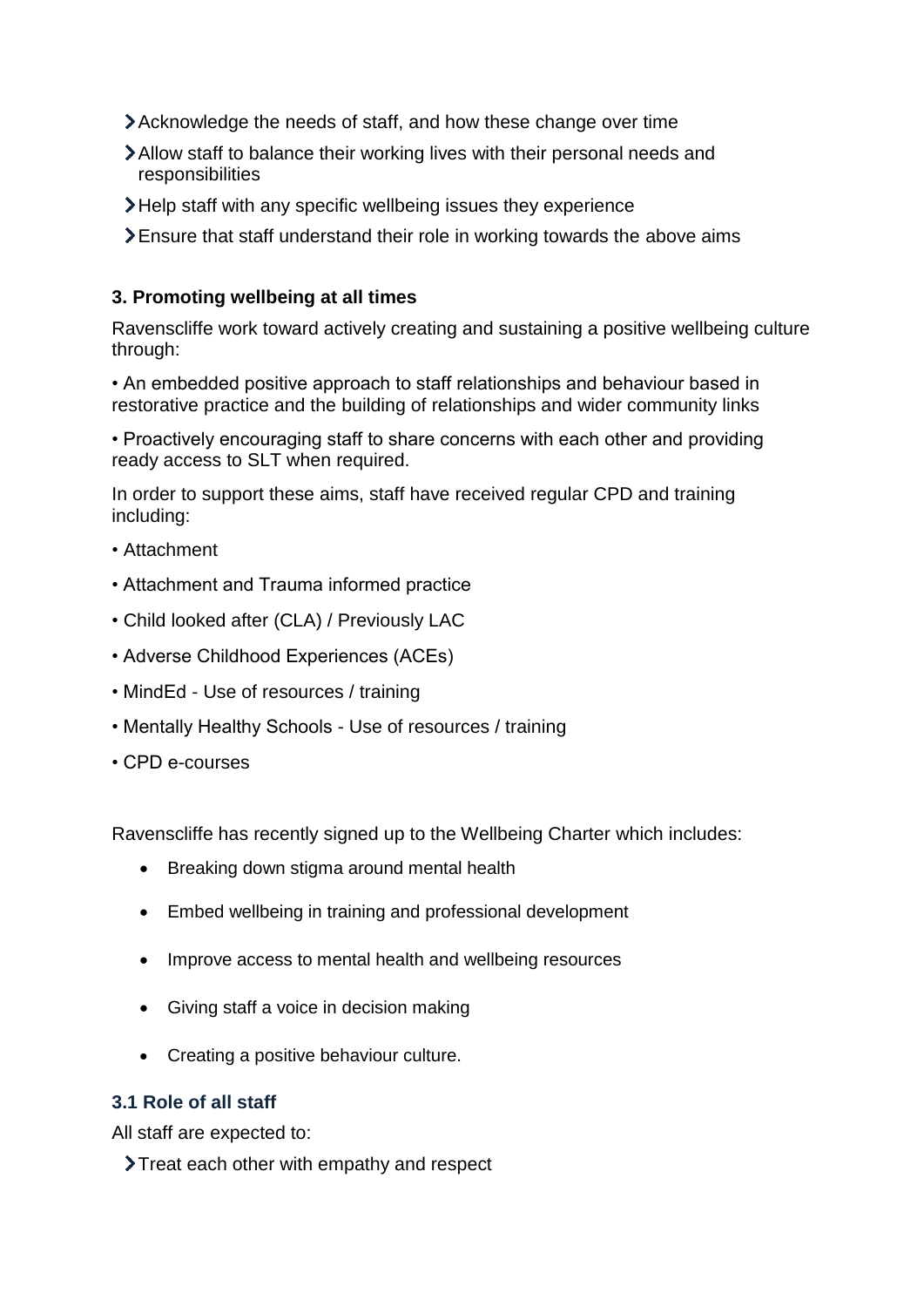- Acknowledge the needs of staff, and how these change over time
- Allow staff to balance their working lives with their personal needs and responsibilities
- Help staff with any specific wellbeing issues they experience
- Ensure that staff understand their role in working towards the above aims

## 3. Promoting wellbeing at all times

Ravenscliffe work toward actively creating and sustaining a positive wellbeing culture through:

• An embedded positive approach to staff relationships and behaviour based in restorative practice and the building of relationships and wider community links

• Proactively encouraging staff to share concerns with each other and providing ready access to SLT when required.

In order to support these aims, staff have received regular CPD and training including:

• Attachment

• Attachment and Trauma informed practice

• Child looked after (CLA) / Previously LAC

• Adverse Childhood Experiences (ACEs)

• MindEd - Use of resources / training

• Mentally Healthy Schools - Use of resources / training

• CPD e-courses

Ravenscliffe has recently signed up to the Wellbeing Charter which includes:

- Breaking down stigma around mental health
- Embed wellbeing in training and professional development
- Improve access to mental health and wellbeing resources
- Giving staff a voice in decision making
- Creating a positive behaviour culture.

### 3.1 Role of all staff

All staff are expected to:

- Treat each other with empathy and respect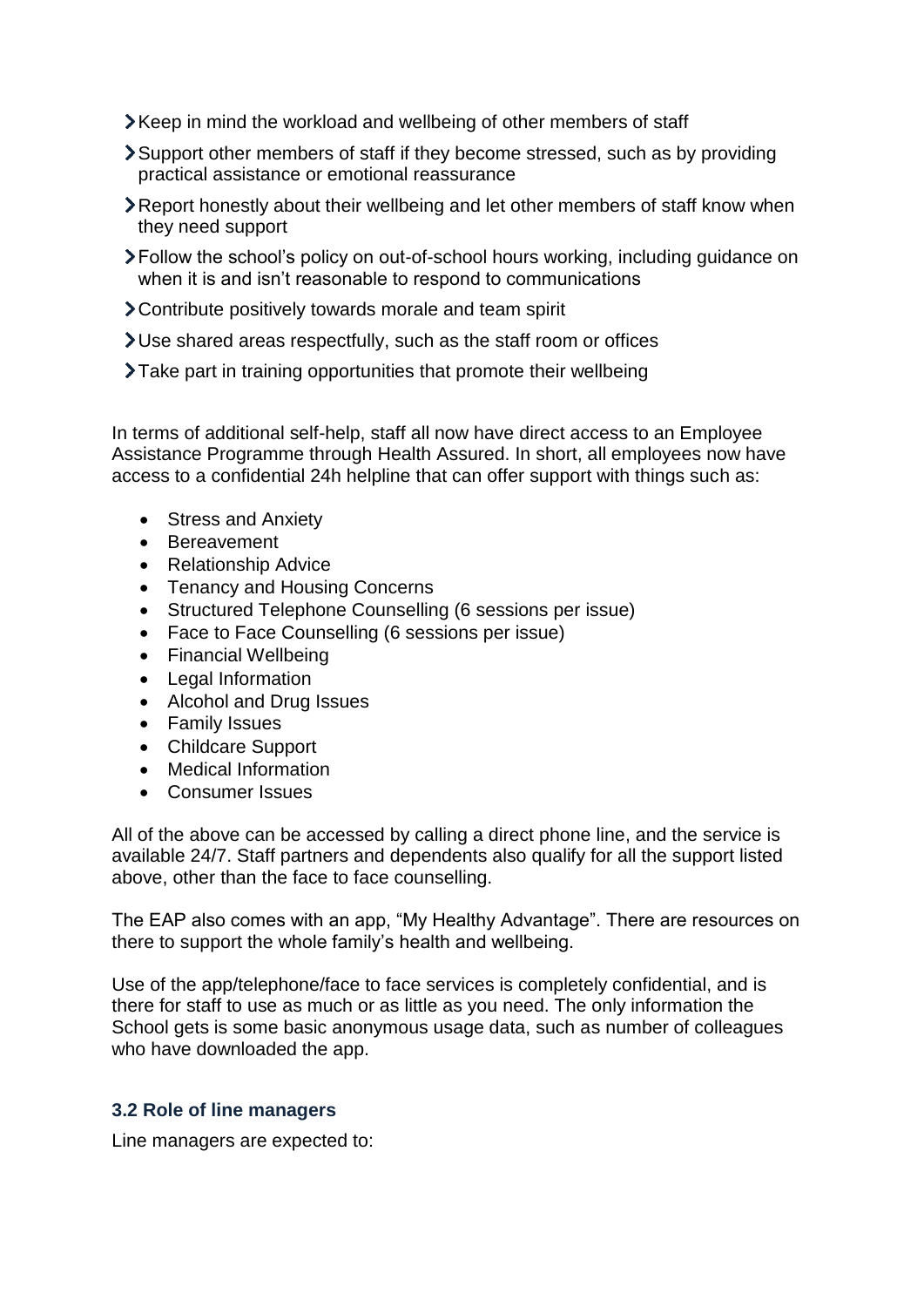- Keep in mind the workload and wellbeing of other members of staff
- Support other members of staff if they become stressed, such as by providing practical assistance or emotional reassurance
- Report honestly about their wellbeing and let other members of staff know when they need support
- Follow the school's policy on out-of-school hours working, including guidance on when it is and isn't reasonable to respond to communications
- Contribute positively towards morale and team spirit
- Use shared areas respectfully, such as the staff room or offices
- Take part in training opportunities that promote their wellbeing

In terms of additional self-help, staff all now have direct access to an Employee Assistance Programme through Health Assured. In short, all employees now have access to a confidential 24h helpline that can offer support with things such as:

- Stress and Anxiety
- Bereavement
- Relationship Advice
- Tenancy and Housing Concerns
- Structured Telephone Counselling (6 sessions per issue)
- Face to Face Counselling (6 sessions per issue)
- Financial Wellbeing
- Legal Information
- Alcohol and Drug Issues
- Family Issues
- Childcare Support
- Medical Information
- Consumer Issues

All of the above can be accessed by calling a direct phone line, and the service is available 24/7. Staff partners and dependents also qualify for all the support listed above, other than the face to face counselling.

The EAP also comes with an app, "My Healthy Advantage". There are resources on there to support the whole family's health and wellbeing.

Use of the app/telephone/face to face services is completely confidential, and is there for staff to use as much or as little as you need. The only information the School gets is some basic anonymous usage data, such as number of colleagues who have downloaded the app.

### 3.2 Role of line managers

Line managers are expected to: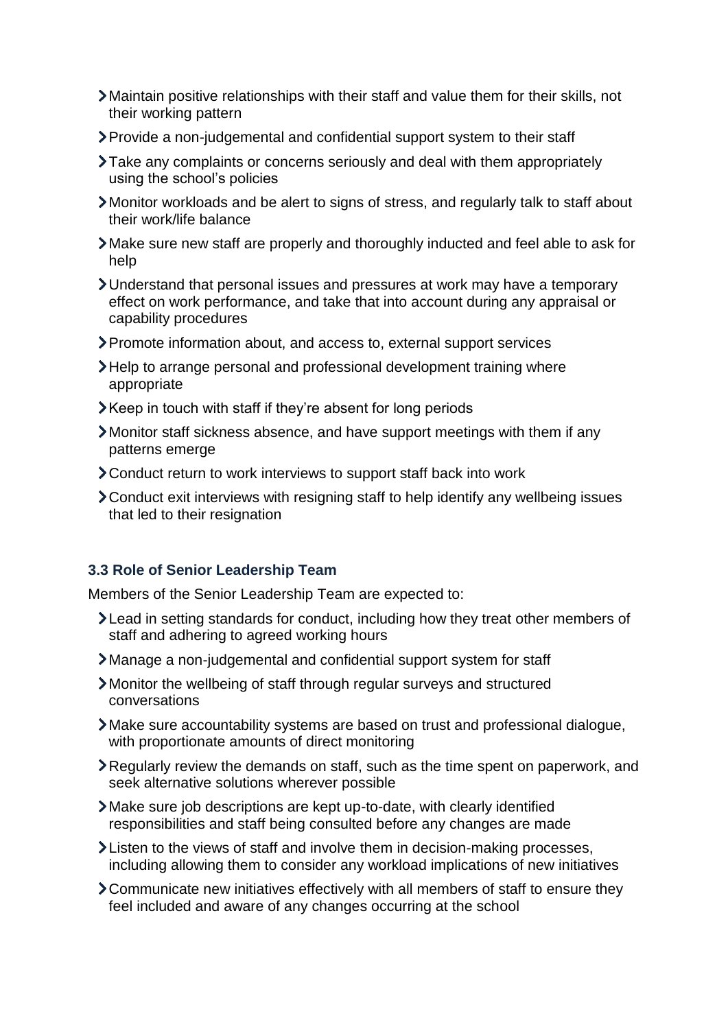- Maintain positive relationships with their staff and value them for their skills, not their working pattern
- Provide a non-judgemental and confidential support system to their staff
- Take any complaints or concerns seriously and deal with them appropriately using the school's policies
- Monitor workloads and be alert to signs of stress, and regularly talk to staff about their work/life balance
- Make sure new staff are properly and thoroughly inducted and feel able to ask for help
- Understand that personal issues and pressures at work may have a temporary effect on work performance, and take that into account during any appraisal or capability procedures
- Promote information about, and access to, external support services
- Help to arrange personal and professional development training where appropriate
- Keep in touch with staff if they're absent for long periods
- Monitor staff sickness absence, and have support meetings with them if any patterns emerge
- Conduct return to work interviews to support staff back into work
- Conduct exit interviews with resigning staff to help identify any wellbeing issues that led to their resignation

### 3.3 Role of Senior Leadership Team

Members of the Senior Leadership Team are expected to:

- Lead in setting standards for conduct, including how they treat other members of staff and adhering to agreed working hours
- Manage a non-judgemental and confidential support system for staff
- Monitor the wellbeing of staff through regular surveys and structured conversations
- Make sure accountability systems are based on trust and professional dialogue, with proportionate amounts of direct monitoring
- Regularly review the demands on staff, such as the time spent on paperwork, and seek alternative solutions wherever possible
- Make sure job descriptions are kept up-to-date, with clearly identified responsibilities and staff being consulted before any changes are made
- Listen to the views of staff and involve them in decision-making processes, including allowing them to consider any workload implications of new initiatives
- Communicate new initiatives effectively with all members of staff to ensure they feel included and aware of any changes occurring at the school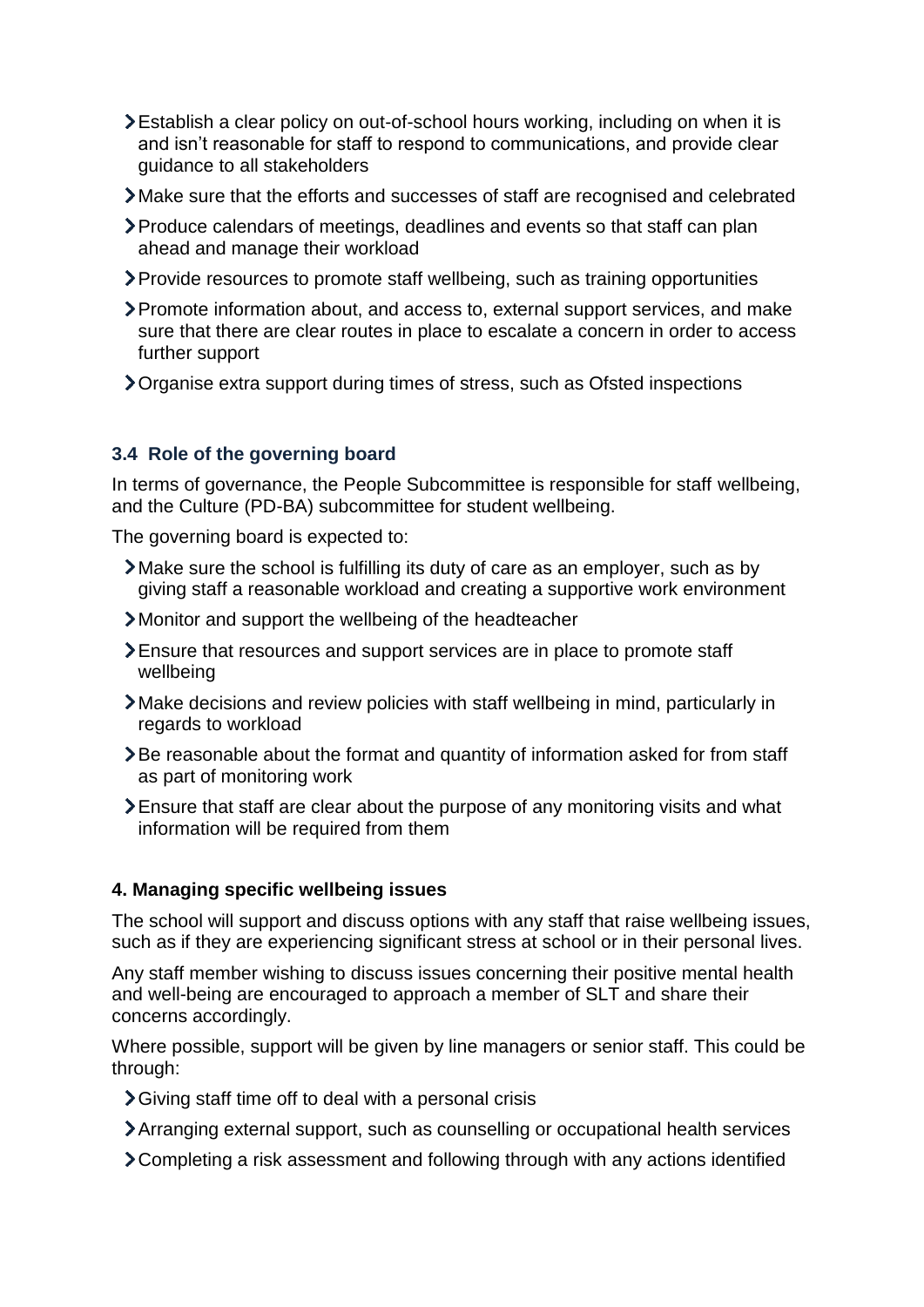- Establish a clear policy on out-of-school hours working, including on when it is and isn't reasonable for staff to respond to communications, and provide clear guidance to all stakeholders
- Make sure that the efforts and successes of staff are recognised and celebrated
- Produce calendars of meetings, deadlines and events so that staff can plan ahead and manage their workload
- Provide resources to promote staff wellbeing, such as training opportunities
- Promote information about, and access to, external support services, and make sure that there are clear routes in place to escalate a concern in order to access further support
- Organise extra support during times of stress, such as Ofsted inspections

### 3.4 Role of the governing board

In terms of governance, the People Subcommittee is responsible for staff wellbeing, and the Culture (PD-BA) subcommittee for student wellbeing.

The governing board is expected to:

- Make sure the school is fulfilling its duty of care as an employer, such as by giving staff a reasonable workload and creating a supportive work environment
- Monitor and support the wellbeing of the headteacher
- Ensure that resources and support services are in place to promote staff wellbeing
- Make decisions and review policies with staff wellbeing in mind, particularly in regards to workload
- Be reasonable about the format and quantity of information asked for from staff as part of monitoring work
- Ensure that staff are clear about the purpose of any monitoring visits and what information will be required from them

## 4. Managing specific wellbeing issues

The school will support and discuss options with any staff that raise wellbeing issues, such as if they are experiencing significant stress at school or in their personal lives.

Any staff member wishing to discuss issues concerning their positive mental health and well-being are encouraged to approach a member of SLT and share their concerns accordingly.

Where possible, support will be given by line managers or senior staff. This could be through:

- Giving staff time off to deal with a personal crisis
- Arranging external support, such as counselling or occupational health services
- Completing a risk assessment and following through with any actions identified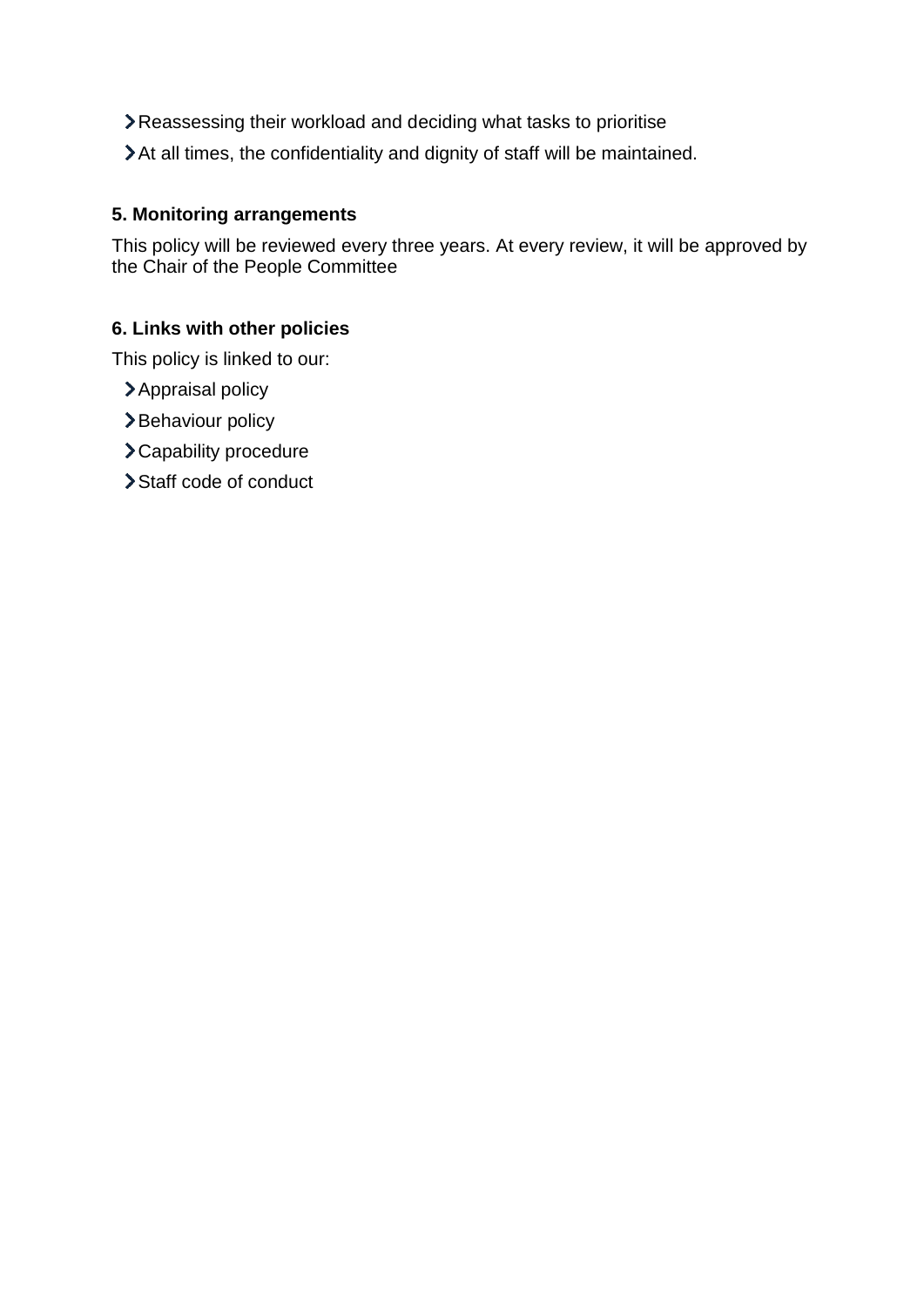- Reassessing their workload and deciding what tasks to prioritise
- At all times, the confidentiality and dignity of staff will be maintained.

### 5. Monitoring arrangements

This policy will be reviewed every three years. At every review, it will be approved by the Chair of the People Committee

### 6. Links with other policies

This policy is linked to our:

- Appraisal policy
- Behaviour policy
- Capability procedure
- Staff code of conduct